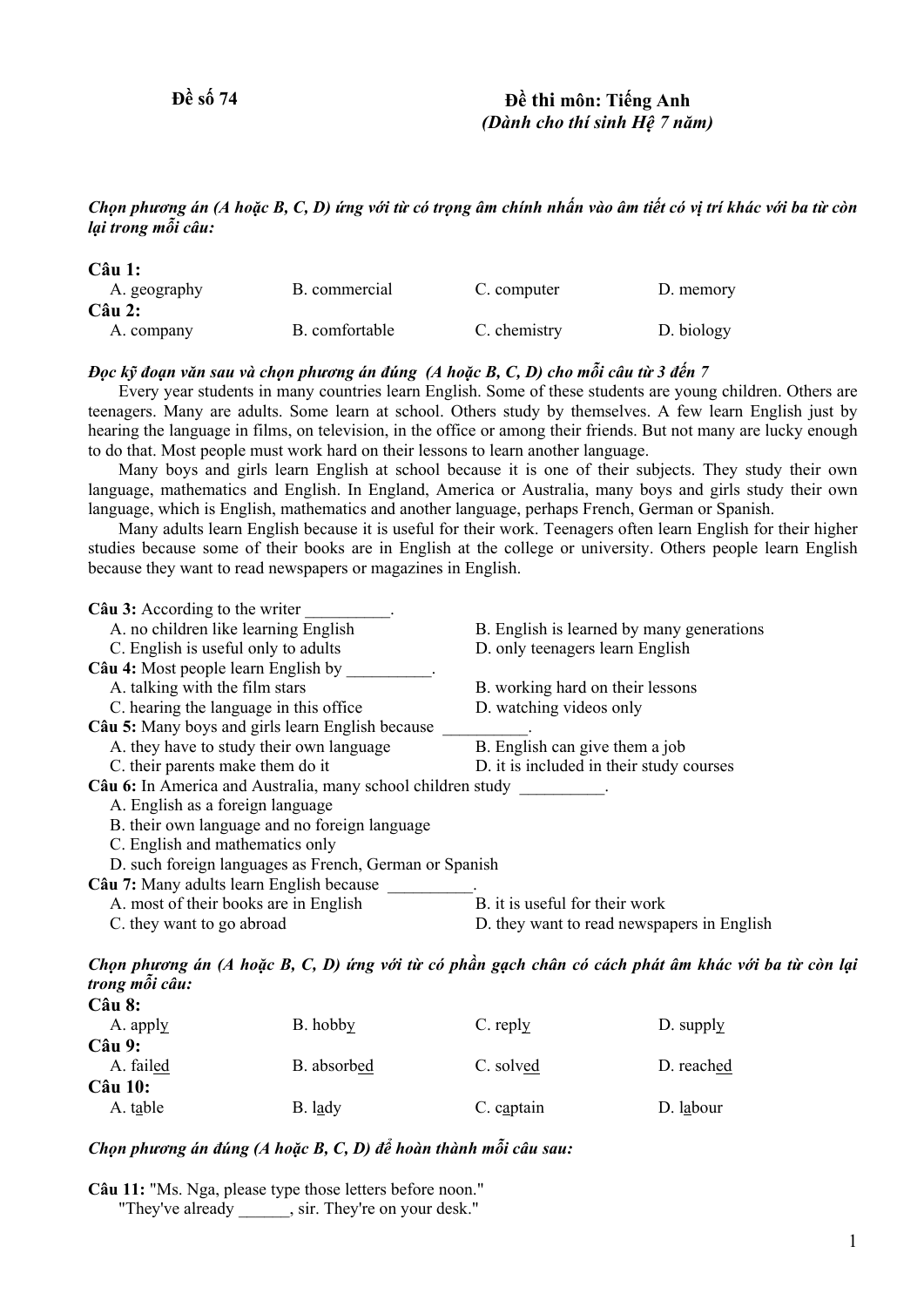**Đề số 74** **Đề thi môn: Tiếng Anh**
***(Dành cho thí sinh Hệ 7 năm)***

***Chọn phương án (A hoặc B, C, D) ứng với từ có trọng âm chính nhấn vào âm tiết có vị trí khác với ba từ còn lại trong mỗi câu:***

**Câu 1:**
A. geography B. commercial C. computer D. memory

**Câu 2:**
A. company B. comfortable C. chemistry D. biology

***Đọc kỹ đoạn văn sau và chọn phương án đúng (A hoặc B, C, D) cho mỗi câu từ 3 đến 7***

Every year students in many countries learn English. Some of these students are young children. Others are teenagers. Many are adults. Some learn at school. Others study by themselves. A few learn English just by hearing the language in films, on television, in the office or among their friends. But not many are lucky enough to do that. Most people must work hard on their lessons to learn another language.

Many boys and girls learn English at school because it is one of their subjects. They study their own language, mathematics and English. In England, America or Australia, many boys and girls study their own language, which is English, mathematics and another language, perhaps French, German or Spanish.

Many adults learn English because it is useful for their work. Teenagers often learn English for their higher studies because some of their books are in English at the college or university. Others people learn English because they want to read newspapers or magazines in English.

**Câu 3:** According to the writer __________.
A. no children like learning English
B. English is learned by many generations
C. English is useful only to adults
D. only teenagers learn English

**Câu 4:** Most people learn English by __________.
A. talking with the film stars
B. working hard on their lessons
C. hearing the language in this office
D. watching videos only

**Câu 5:** Many boys and girls learn English because __________.
A. they have to study their own language
B. English can give them a job
C. their parents make them do it
D. it is included in their study courses

**Câu 6:** In America and Australia, many school children study __________.
A. English as a foreign language
B. their own language and no foreign language
C. English and mathematics only
D. such foreign languages as French, German or Spanish

**Câu 7:** Many adults learn English because __________.
A. most of their books are in English
B. it is useful for their work
C. they want to go abroad
D. they want to read newspapers in English

***Chọn phương án (A hoặc B, C, D) ứng với từ có phần gạch chân có cách phát âm khác với ba từ còn lại trong mỗi câu:***

**Câu 8:**
A. appl<u>y</u> B. hobb<u>y</u> C. repl<u>y</u> D. suppl<u>y</u>

**Câu 9:**
A. fail<u>ed</u> B. absorb<u>ed</u> C. solv<u>ed</u> D. reach<u>ed</u>

**Câu 10:**
A. t<u>a</u>ble B. l<u>a</u>dy C. c<u>a</u>ptain D. l<u>a</u>bour

***Chọn phương án đúng (A hoặc B, C, D) để hoàn thành mỗi câu sau:***

**Câu 11:** "Ms. Nga, please type those letters before noon."
"They've already ______, sir. They're on your desk."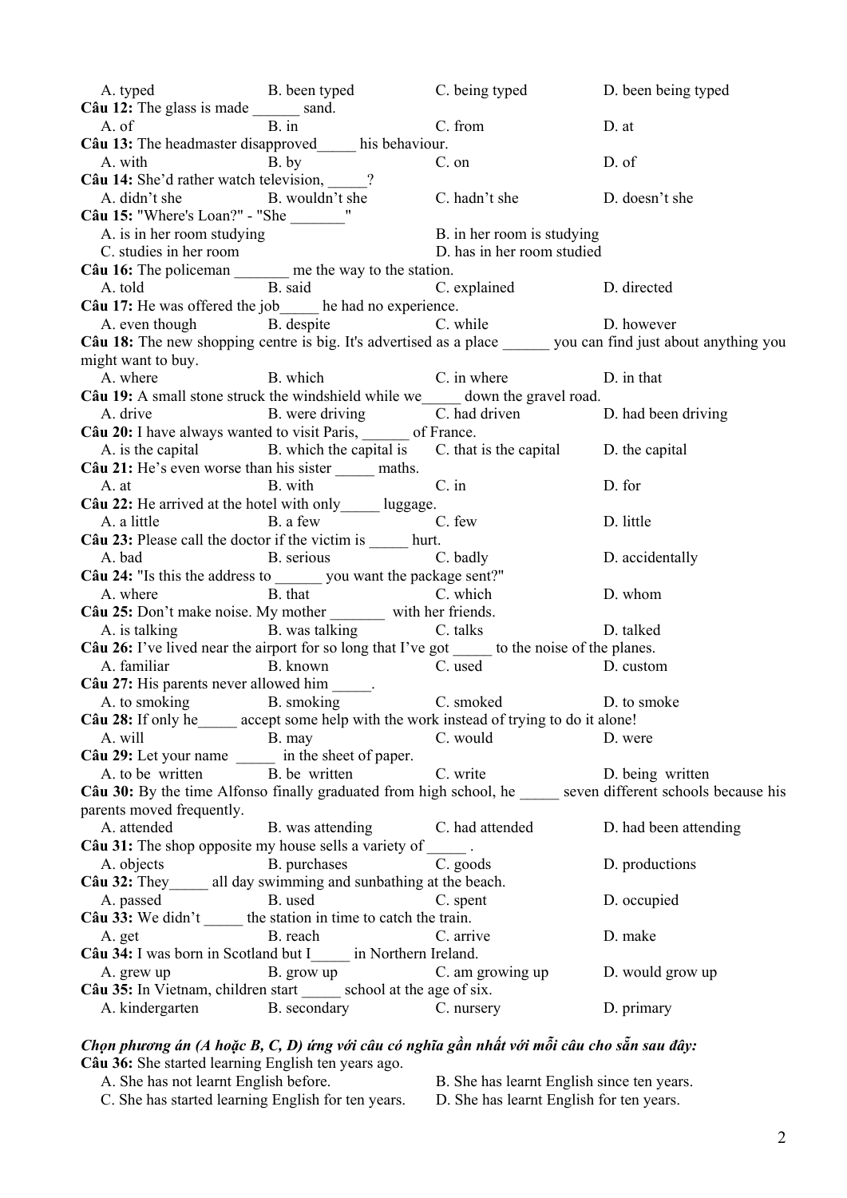A. typed B. been typed C. being typed D. been being typed

**Câu 12:** The glass is made ______ sand.

A. of B. in C. from D. at

**Câu 13:** The headmaster disapproved_____ his behaviour.

A. with B. by C. on D. of

**Câu 14:** She'd rather watch television, _____?

A. didn't she B. wouldn't she C. hadn't she D. doesn't she

**Câu 15:** "Where's Loan?" - "She _______"

A. is in her room studying B. in her room is studying

C. studies in her room D. has in her room studied

**Câu 16:** The policeman _______ me the way to the station.

A. told B. said C. explained D. directed

**Câu 17:** He was offered the job_____ he had no experience.

A. even though B. despite C. while D. however

**Câu 18:** The new shopping centre is big. It's advertised as a place ______ you can find just about anything you might want to buy.

A. where B. which C. in where D. in that

**Câu 19:** A small stone struck the windshield while we_____ down the gravel road.

A. drive B. were driving C. had driven D. had been driving

**Câu 20:** I have always wanted to visit Paris, ______ of France.

A. is the capital B. which the capital is C. that is the capital D. the capital

**Câu 21:** He's even worse than his sister _____ maths.

A. at B. with C. in D. for

**Câu 22:** He arrived at the hotel with only_____ luggage.

A. a little B. a few C. few D. little

**Câu 23:** Please call the doctor if the victim is _____ hurt.

A. bad B. serious C. badly D. accidentally

**Câu 24:** "Is this the address to ______ you want the package sent?"

A. where B. that C. which D. whom

**Câu 25:** Don't make noise. My mother _______ with her friends.

A. is talking B. was talking C. talks D. talked

**Câu 26:** I've lived near the airport for so long that I've got _____ to the noise of the planes.

A. familiar B. known C. used D. custom

**Câu 27:** His parents never allowed him _____.

A. to smoking B. smoking C. smoked D. to smoke

**Câu 28:** If only he_____ accept some help with the work instead of trying to do it alone!

A. will B. may C. would D. were

**Câu 29:** Let your name _____ in the sheet of paper.

A. to be written B. be written C. write D. being written

**Câu 30:** By the time Alfonso finally graduated from high school, he _____ seven different schools because his parents moved frequently.

A. attended B. was attending C. had attended D. had been attending

**Câu 31:** The shop opposite my house sells a variety of _____ .

A. objects B. purchases C. goods D. productions

**Câu 32:** They_____ all day swimming and sunbathing at the beach.

A. passed B. used C. spent D. occupied

**Câu 33:** We didn't _____ the station in time to catch the train.

A. get B. reach C. arrive D. make

**Câu 34:** I was born in Scotland but I_____ in Northern Ireland.

A. grew up B. grow up C. am growing up D. would grow up

**Câu 35:** In Vietnam, children start _____ school at the age of six.

A. kindergarten B. secondary C. nursery D. primary

***Chọn phương án (A hoặc B, C, D) ứng với câu có nghĩa gần nhất với mỗi câu cho sẵn sau đây:***

**Câu 36:** She started learning English ten years ago.

A. She has not learnt English before. B. She has learnt English since ten years.

C. She has started learning English for ten years. D. She has learnt English for ten years.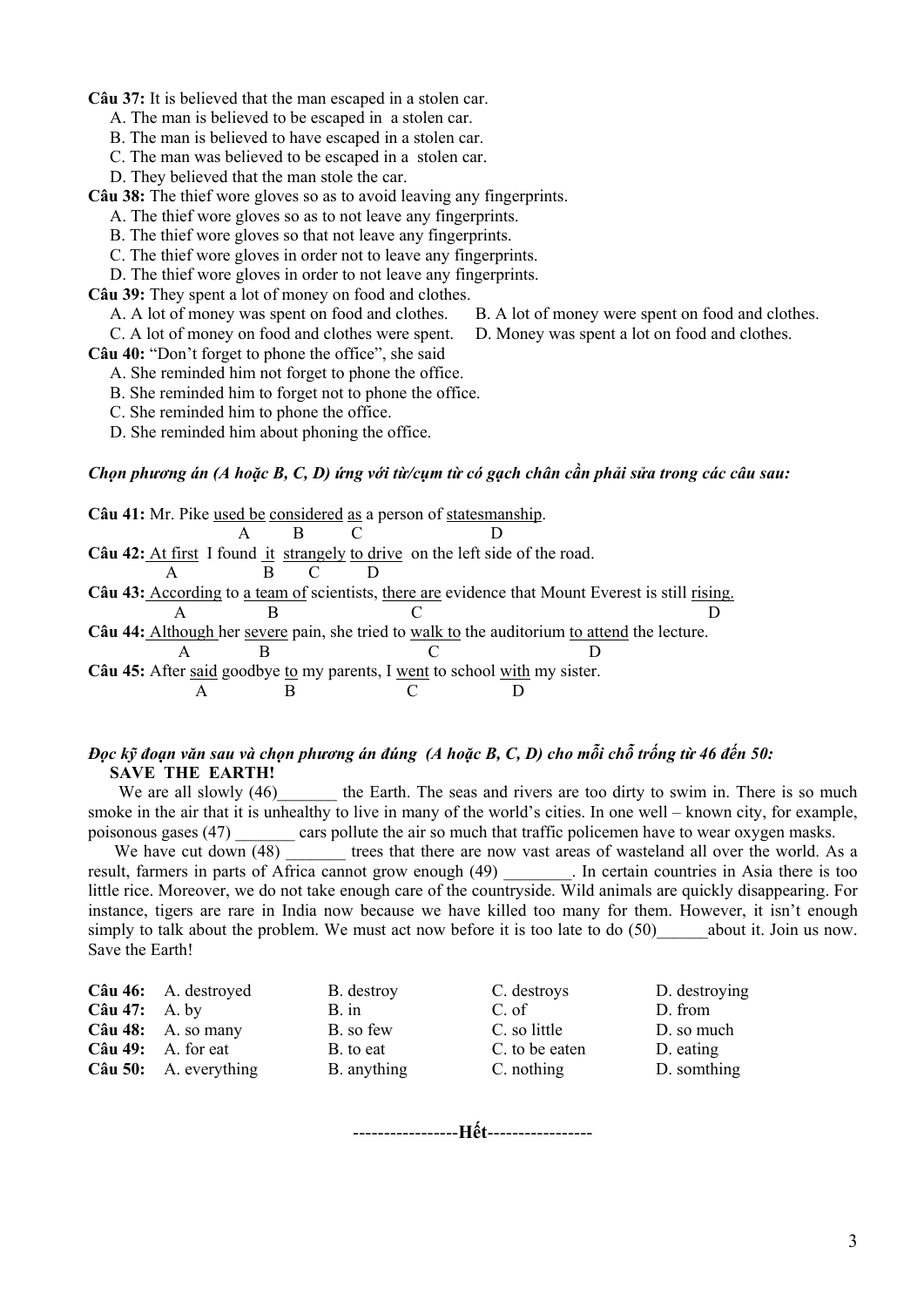**Câu 37:** It is believed that the man escaped in a stolen car.

A. The man is believed to be escaped in  a stolen car.
B. The man is believed to have escaped in a stolen car.
C. The man was believed to be escaped in a  stolen car.
D. They believed that the man stole the car.

**Câu 38:** The thief wore gloves so as to avoid leaving any fingerprints.

A. The thief wore gloves so as to not leave any fingerprints.
B. The thief wore gloves so that not leave any fingerprints.
C. The thief wore gloves in order not to leave any fingerprints.
D. The thief wore gloves in order to leave any fingerprints.

**Câu 39:** They spent a lot of money on food and clothes.

A. A lot of money was spent on food and clothes.
B. A lot of money were spent on food and clothes.
C. A lot of money on food and clothes were spent.
D. Money was spent a lot on food and clothes.

**Câu 40:** "Don't forget to phone the office", she said

A. She reminded him not forget to phone the office.
B. She reminded him to forget not to phone the office.
C. She reminded him to phone the office.
D. She reminded him about phoning the office.

***Chọn phương án (A hoặc B, C, D) ứng với từ/cụm từ có gạch chân cần phải sửa trong các câu sau:***

**Câu 41:** Mr. Pike used be(A) considered(B) as(C) a person of statesmanship(D).

**Câu 42:** At first(A) I found it(B) strangely(C) to drive(D) on the left side of the road.

**Câu 43:** According(A) to a team of(B) scientists, there are(C) evidence that Mount Everest is still rising(D).

**Câu 44:** Although(A) her severe(B) pain, she tried to walk to(C) the auditorium to attend(D) the lecture.

**Câu 45:** After said(A) goodbye to(B) my parents, I went(C) to school with(D) my sister.

***Đọc kỹ đoạn văn sau và chọn phương án đúng (A hoặc B, C, D) cho mỗi chỗ trống từ 46 đến 50:***

**SAVE THE EARTH!**

We are all slowly (46)_______ the Earth. The seas and rivers are too dirty to swim in. There is so much smoke in the air that it is unhealthy to live in many of the world's cities. In one well – known city, for example, poisonous gases (47) _______ cars pollute the air so much that traffic policemen have to wear oxygen masks.

We have cut down (48) _______ trees that there are now vast areas of wasteland all over the world. As a result, farmers in parts of Africa cannot grow enough (49) ________. In certain countries in Asia there is too little rice. Moreover, we do not take enough care of the countryside. Wild animals are quickly disappearing. For instance, tigers are rare in India now because we have killed too many for them. However, it isn't enough simply to talk about the problem. We must act now before it is too late to do (50)______about it. Join us now. Save the Earth!

| | | | | |
|---|---|---|---|---|
| **Câu 46:** | A. destroyed | B. destroy | C. destroys | D. destroying |
| **Câu 47:** | A. by | B. in | C. of | D. from |
| **Câu 48:** | A. so many | B. so few | C. so little | D. so much |
| **Câu 49:** | A. for eat | B. to eat | C. to be eaten | D. eating |
| **Câu 50:** | A. everything | B. anything | C. nothing | D. somthing |

-----------------**Hết**-----------------